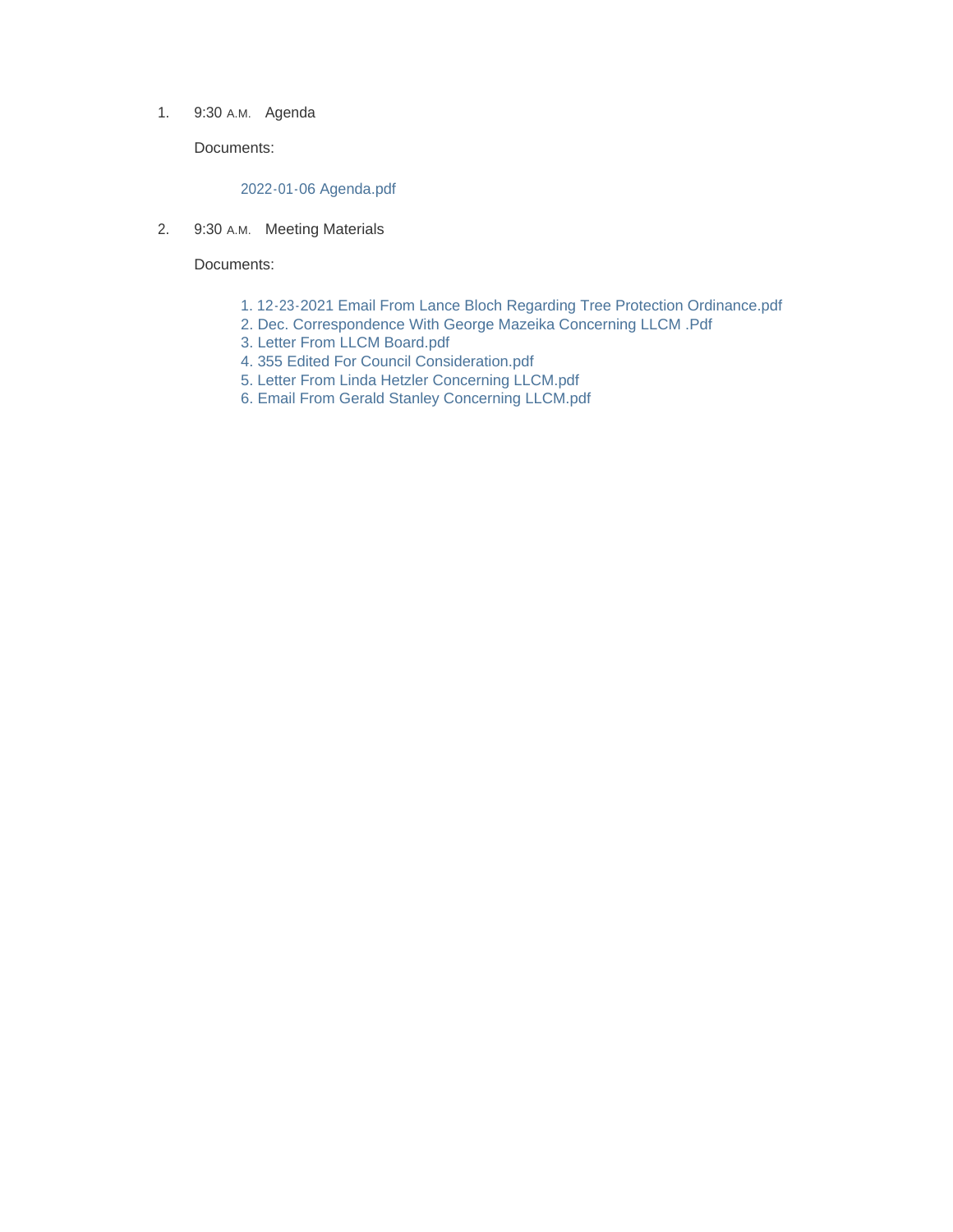1. 9:30 A.M. Agenda

   Documents:

   2022-01-06 Agenda.pdf

2. 9:30 A.M. Meeting Materials

   Documents:

   1. 12-23-2021 Email From Lance Bloch Regarding Tree Protection Ordinance.pdf
   2. Dec. Correspondence With George Mazeika Concerning LLCM .Pdf
   3. Letter From LLCM Board.pdf
   4. 355 Edited For Council Consideration.pdf
   5. Letter From Linda Hetzler Concerning LLCM.pdf
   6. Email From Gerald Stanley Concerning LLCM.pdf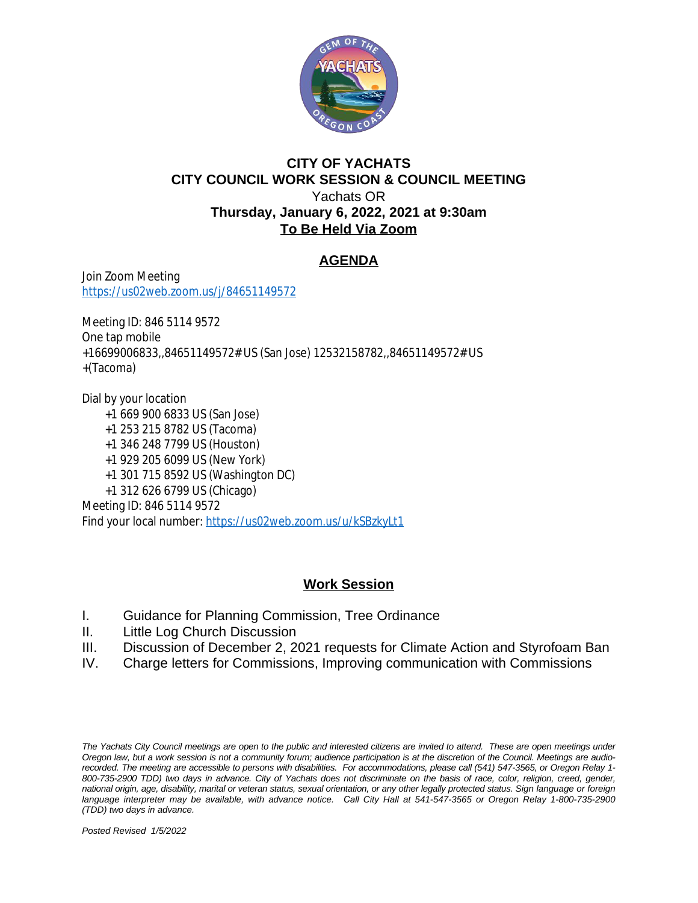# CITY OF YACHATS
## CITY COUNCIL WORK SESSION & COUNCIL MEETING

Yachats OR

**Thursday, January 6, 2022, 2021 at 9:30am**

**To Be Held Via Zoom**

## AGENDA

Join Zoom Meeting
https://us02web.zoom.us/j/84651149572

Meeting ID: 846 5114 9572
One tap mobile
+16699006833,,84651149572# US (San Jose) 12532158782,,84651149572# US +(Tacoma)

Dial by your location
+1 669 900 6833 US (San Jose)
+1 253 215 8782 US (Tacoma)
+1 346 248 7799 US (Houston)
+1 929 205 6099 US (New York)
+1 301 715 8592 US (Washington DC)
+1 312 626 6799 US (Chicago)
Meeting ID: 846 5114 9572
Find your local number: https://us02web.zoom.us/u/kSBzkyLt1

## Work Session

I. Guidance for Planning Commission, Tree Ordinance
II. Little Log Church Discussion
III. Discussion of December 2, 2021 requests for Climate Action and Styrofoam Ban
IV. Charge letters for Commissions, Improving communication with Commissions

*The Yachats City Council meetings are open to the public and interested citizens are invited to attend. These are open meetings under Oregon law, but a work session is not a community forum; audience participation is at the discretion of the Council. Meetings are audio-recorded. The meeting are accessible to persons with disabilities. For accommodations, please call (541) 547-3565, or Oregon Relay 1-800-735-2900 TDD) two days in advance. City of Yachats does not discriminate on the basis of race, color, religion, creed, gender, national origin, age, disability, marital or veteran status, sexual orientation, or any other legally protected status. Sign language or foreign language interpreter may be available, with advance notice. Call City Hall at 541-547-3565 or Oregon Relay 1-800-735-2900 (TDD) two days in advance.*

*Posted Revised 1/5/2022*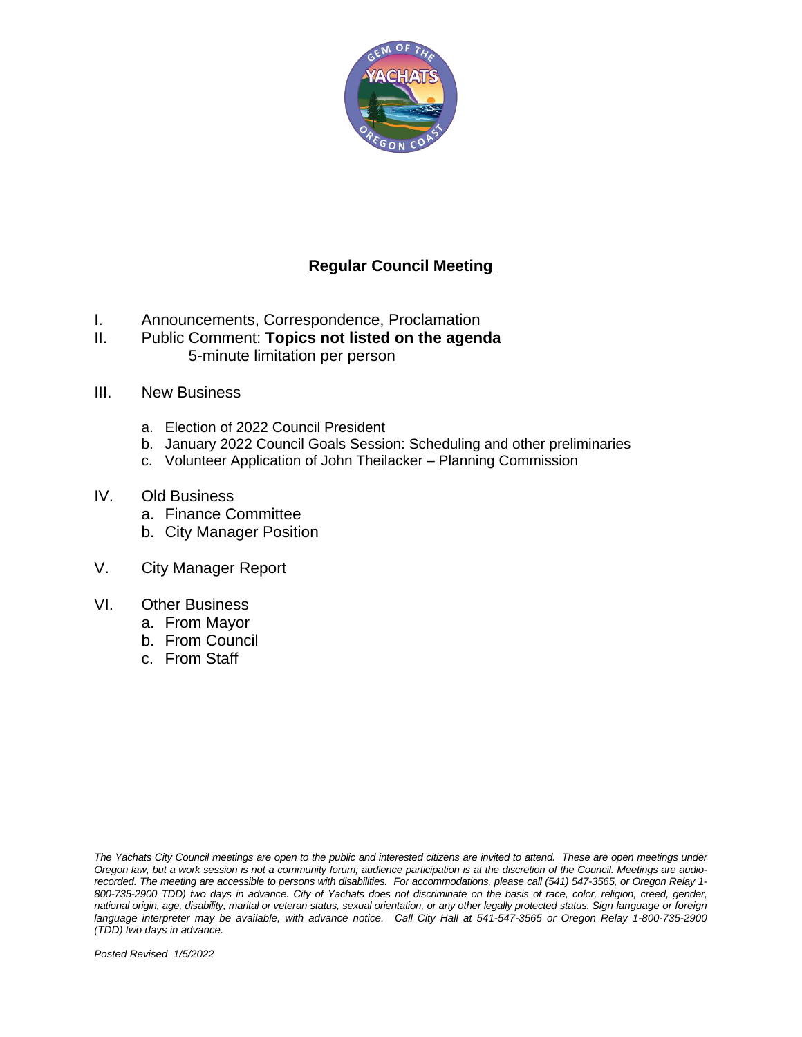## Regular Council Meeting

I. Announcements, Correspondence, Proclamation

II. Public Comment: **Topics not listed on the agenda**
   5-minute limitation per person

III. New Business

   a. Election of 2022 Council President
   b. January 2022 Council Goals Session: Scheduling and other preliminaries
   c. Volunteer Application of John Theilacker – Planning Commission

IV. Old Business

   a. Finance Committee
   b. City Manager Position

V. City Manager Report

VI. Other Business

   a. From Mayor
   b. From Council
   c. From Staff

*The Yachats City Council meetings are open to the public and interested citizens are invited to attend. These are open meetings under Oregon law, but a work session is not a community forum; audience participation is at the discretion of the Council. Meetings are audio-recorded. The meeting are accessible to persons with disabilities. For accommodations, please call (541) 547-3565, or Oregon Relay 1-800-735-2900 TDD) two days in advance. City of Yachats does not discriminate on the basis of race, color, religion, creed, gender, national origin, age, disability, marital or veteran status, sexual orientation, or any other legally protected status. Sign language or foreign language interpreter may be available, with advance notice. Call City Hall at 541-547-3565 or Oregon Relay 1-800-735-2900 (TDD) two days in advance.*

*Posted Revised 1/5/2022*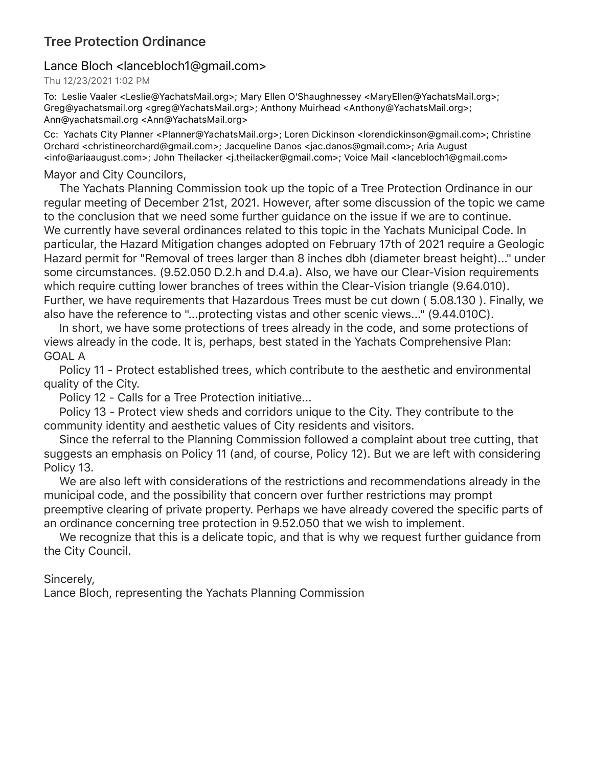## Tree Protection Ordinance

Lance Bloch <lancebloch1@gmail.com>

Thu 12/23/2021 1:02 PM

To: Leslie Vaaler <Leslie@YachatsMail.org>; Mary Ellen O'Shaughnessey <MaryEllen@YachatsMail.org>; Greg@yachatsmail.org <greg@YachatsMail.org>; Anthony Muirhead <Anthony@YachatsMail.org>; Ann@yachatsmail.org <Ann@YachatsMail.org>

Cc: Yachats City Planner <Planner@YachatsMail.org>; Loren Dickinson <lorendickinson@gmail.com>; Christine Orchard <christineorchard@gmail.com>; Jacqueline Danos <jac.danos@gmail.com>; Aria August <info@ariaaugust.com>; John Theilacker <j.theilacker@gmail.com>; Voice Mail <lancebloch1@gmail.com>

Mayor and City Councilors,

The Yachats Planning Commission took up the topic of a Tree Protection Ordinance in our regular meeting of December 21st, 2021. However, after some discussion of the topic we came to the conclusion that we need some further guidance on the issue if we are to continue. We currently have several ordinances related to this topic in the Yachats Municipal Code. In particular, the Hazard Mitigation changes adopted on February 17th of 2021 require a Geologic Hazard permit for "Removal of trees larger than 8 inches dbh (diameter breast height)..." under some circumstances. (9.52.050 D.2.h and D.4.a). Also, we have our Clear-Vision requirements which require cutting lower branches of trees within the Clear-Vision triangle (9.64.010). Further, we have requirements that Hazardous Trees must be cut down ( 5.08.130 ). Finally, we also have the reference to "...protecting vistas and other scenic views..." (9.44.010C).

In short, we have some protections of trees already in the code, and some protections of views already in the code. It is, perhaps, best stated in the Yachats Comprehensive Plan:
GOAL A

Policy 11 - Protect established trees, which contribute to the aesthetic and environmental quality of the City.

Policy 12 - Calls for a Tree Protection initiative...

Policy 13 - Protect view sheds and corridors unique to the City. They contribute to the community identity and aesthetic values of City residents and visitors.

Since the referral to the Planning Commission followed a complaint about tree cutting, that suggests an emphasis on Policy 11 (and, of course, Policy 12). But we are left with considering Policy 13.

We are also left with considerations of the restrictions and recommendations already in the municipal code, and the possibility that concern over further restrictions may prompt preemptive clearing of private property. Perhaps we have already covered the specific parts of an ordinance concerning tree protection in 9.52.050 that we wish to implement.

We recognize that this is a delicate topic, and that is why we request further guidance from the City Council.

Sincerely,
Lance Bloch, representing the Yachats Planning Commission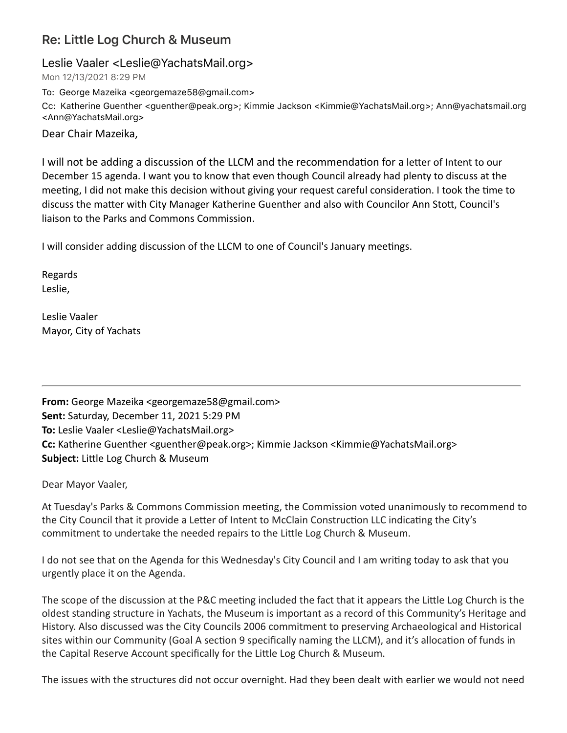## Re: Little Log Church & Museum

Leslie Vaaler <Leslie@YachatsMail.org>

Mon 12/13/2021 8:29 PM

To: George Mazeika <georgemaze58@gmail.com>

Cc: Katherine Guenther <guenther@peak.org>; Kimmie Jackson <Kimmie@YachatsMail.org>; Ann@yachatsmail.org <Ann@YachatsMail.org>

Dear Chair Mazeika,

I will not be adding a discussion of the LLCM and the recommendation for a letter of Intent to our December 15 agenda. I want you to know that even though Council already had plenty to discuss at the meeting, I did not make this decision without giving your request careful consideration. I took the time to discuss the matter with City Manager Katherine Guenther and also with Councilor Ann Stott, Council's liaison to the Parks and Commons Commission.

I will consider adding discussion of the LLCM to one of Council's January meetings.

Regards
Leslie,

Leslie Vaaler
Mayor, City of Yachats

---

**From:** George Mazeika <georgemaze58@gmail.com>
**Sent:** Saturday, December 11, 2021 5:29 PM
**To:** Leslie Vaaler <Leslie@YachatsMail.org>
**Cc:** Katherine Guenther <guenther@peak.org>; Kimmie Jackson <Kimmie@YachatsMail.org>
**Subject:** Little Log Church & Museum

Dear Mayor Vaaler,

At Tuesday's Parks & Commons Commission meeting, the Commission voted unanimously to recommend to the City Council that it provide a Letter of Intent to McClain Construction LLC indicating the City's commitment to undertake the needed repairs to the Little Log Church & Museum.

I do not see that on the Agenda for this Wednesday's City Council and I am writing today to ask that you urgently place it on the Agenda.

The scope of the discussion at the P&C meeting included the fact that it appears the Little Log Church is the oldest standing structure in Yachats, the Museum is important as a record of this Community's Heritage and History. Also discussed was the City Councils 2006 commitment to preserving Archaeological and Historical sites within our Community (Goal A section 9 specifically naming the LLCM), and it's allocation of funds in the Capital Reserve Account specifically for the Little Log Church & Museum.

The issues with the structures did not occur overnight. Had they been dealt with earlier we would not need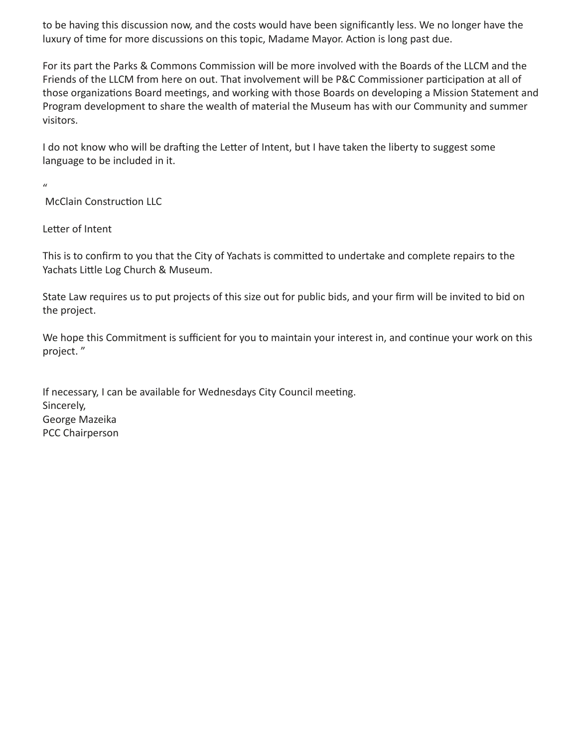to be having this discussion now, and the costs would have been significantly less. We no longer have the luxury of time for more discussions on this topic, Madame Mayor. Action is long past due.

For its part the Parks & Commons Commission will be more involved with the Boards of the LLCM and the Friends of the LLCM from here on out. That involvement will be P&C Commissioner participation at all of those organizations Board meetings, and working with those Boards on developing a Mission Statement and Program development to share the wealth of material the Museum has with our Community and summer visitors.

I do not know who will be drafting the Letter of Intent, but I have taken the liberty to suggest some language to be included in it.

"

McClain Construction LLC

Letter of Intent

This is to confirm to you that the City of Yachats is committed to undertake and complete repairs to the Yachats Little Log Church & Museum.

State Law requires us to put projects of this size out for public bids, and your firm will be invited to bid on the project.

We hope this Commitment is sufficient for you to maintain your interest in, and continue your work on this project. "

If necessary, I can be available for Wednesdays City Council meeting.
Sincerely,
George Mazeika
PCC Chairperson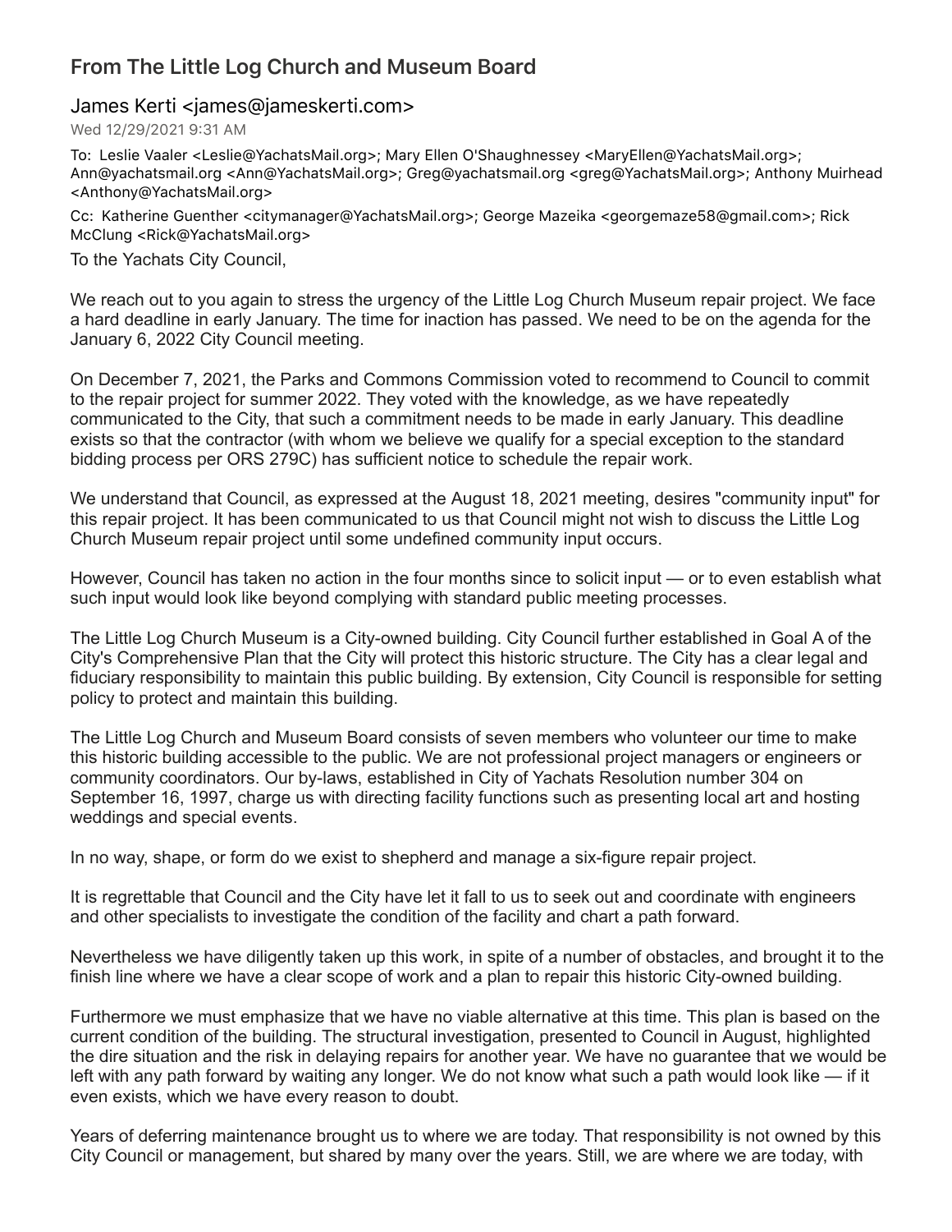## From The Little Log Church and Museum Board

James Kerti <james@jameskerti.com>

Wed 12/29/2021 9:31 AM

To: Leslie Vaaler <Leslie@YachatsMail.org>; Mary Ellen O'Shaughnessey <MaryEllen@YachatsMail.org>; Ann@yachatsmail.org <Ann@YachatsMail.org>; Greg@yachatsmail.org <greg@YachatsMail.org>; Anthony Muirhead <Anthony@YachatsMail.org>

Cc: Katherine Guenther <citymanager@YachatsMail.org>; George Mazeika <georgemaze58@gmail.com>; Rick McClung <Rick@YachatsMail.org>

To the Yachats City Council,

We reach out to you again to stress the urgency of the Little Log Church Museum repair project. We face a hard deadline in early January. The time for inaction has passed. We need to be on the agenda for the January 6, 2022 City Council meeting.

On December 7, 2021, the Parks and Commons Commission voted to recommend to Council to commit to the repair project for summer 2022. They voted with the knowledge, as we have repeatedly communicated to the City, that such a commitment needs to be made in early January. This deadline exists so that the contractor (with whom we believe we qualify for a special exception to the standard bidding process per ORS 279C) has sufficient notice to schedule the repair work.

We understand that Council, as expressed at the August 18, 2021 meeting, desires "community input" for this repair project. It has been communicated to us that Council might not wish to discuss the Little Log Church Museum repair project until some undefined community input occurs.

However, Council has taken no action in the four months since to solicit input — or to even establish what such input would look like beyond complying with standard public meeting processes.

The Little Log Church Museum is a City-owned building. City Council further established in Goal A of the City's Comprehensive Plan that the City will protect this historic structure. The City has a clear legal and fiduciary responsibility to maintain this public building. By extension, City Council is responsible for setting policy to protect and maintain this building.

The Little Log Church and Museum Board consists of seven members who volunteer our time to make this historic building accessible to the public. We are not professional project managers or engineers or community coordinators. Our by-laws, established in City of Yachats Resolution number 304 on September 16, 1997, charge us with directing facility functions such as presenting local art and hosting weddings and special events.

In no way, shape, or form do we exist to shepherd and manage a six-figure repair project.

It is regrettable that Council and the City have let it fall to us to seek out and coordinate with engineers and other specialists to investigate the condition of the facility and chart a path forward.

Nevertheless we have diligently taken up this work, in spite of a number of obstacles, and brought it to the finish line where we have a clear scope of work and a plan to repair this historic City-owned building.

Furthermore we must emphasize that we have no viable alternative at this time. This plan is based on the current condition of the building. The structural investigation, presented to Council in August, highlighted the dire situation and the risk in delaying repairs for another year. We have no guarantee that we would be left with any path forward by waiting any longer. We do not know what such a path would look like — if it even exists, which we have every reason to doubt.

Years of deferring maintenance brought us to where we are today. That responsibility is not owned by this City Council or management, but shared by many over the years. Still, we are where we are today, with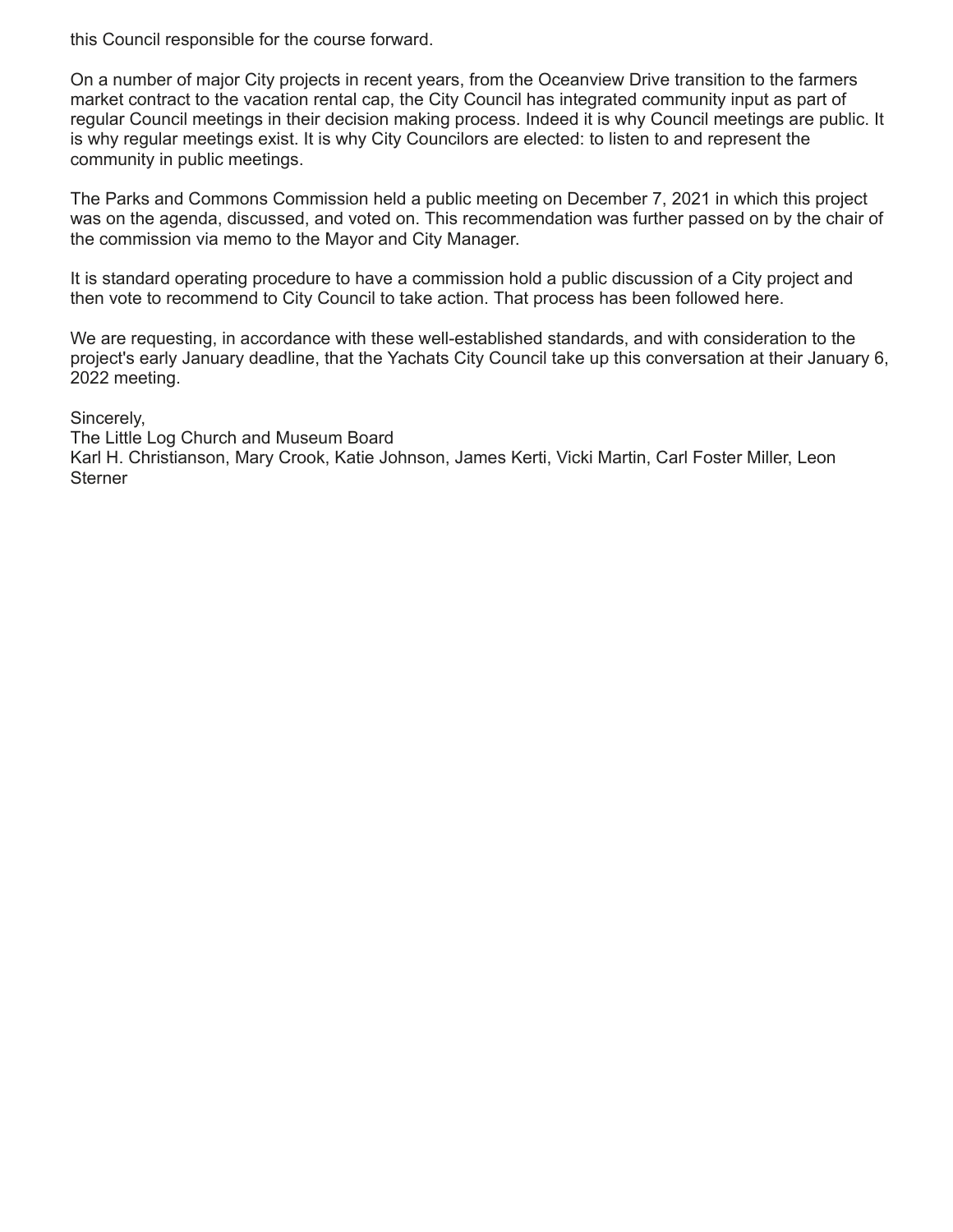this Council responsible for the course forward.

On a number of major City projects in recent years, from the Oceanview Drive transition to the farmers market contract to the vacation rental cap, the City Council has integrated community input as part of regular Council meetings in their decision making process. Indeed it is why Council meetings are public. It is why regular meetings exist. It is why City Councilors are elected: to listen to and represent the community in public meetings.

The Parks and Commons Commission held a public meeting on December 7, 2021 in which this project was on the agenda, discussed, and voted on. This recommendation was further passed on by the chair of the commission via memo to the Mayor and City Manager.

It is standard operating procedure to have a commission hold a public discussion of a City project and then vote to recommend to City Council to take action. That process has been followed here.

We are requesting, in accordance with these well-established standards, and with consideration to the project's early January deadline, that the Yachats City Council take up this conversation at their January 6, 2022 meeting.

Sincerely,
The Little Log Church and Museum Board
Karl H. Christianson, Mary Crook, Katie Johnson, James Kerti, Vicki Martin, Carl Foster Miller, Leon Sterner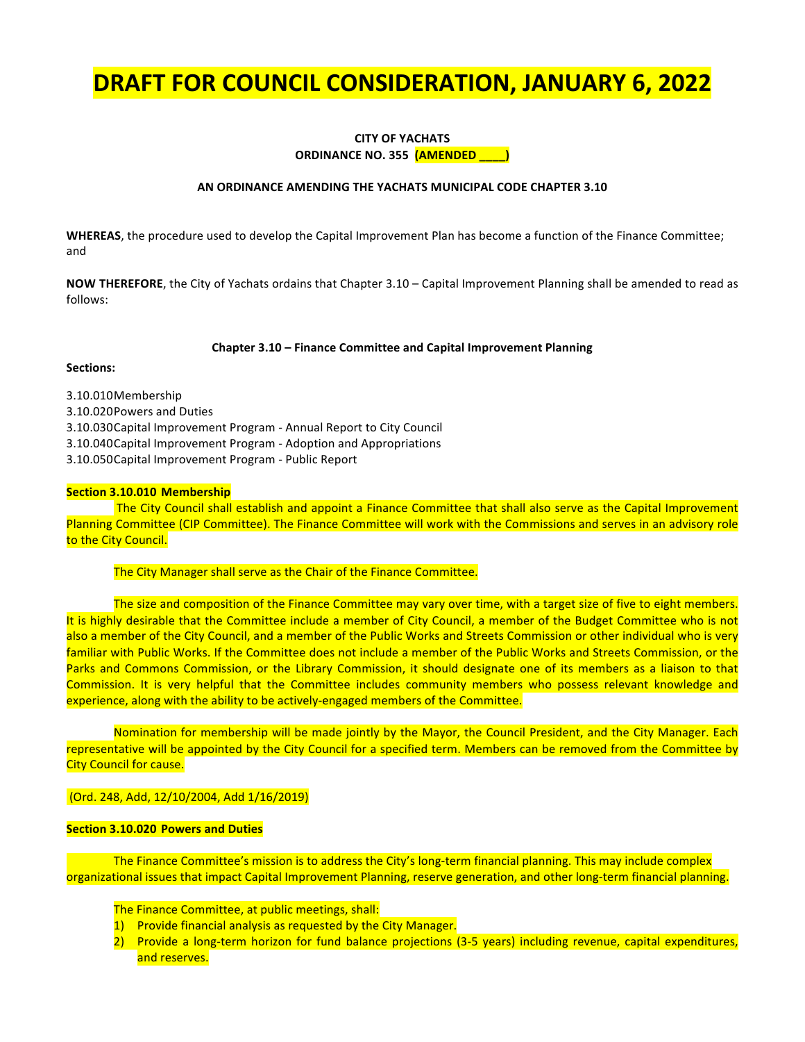# DRAFT FOR COUNCIL CONSIDERATION, JANUARY 6, 2022

**CITY OF YACHATS**
**ORDINANCE NO. 355 (AMENDED ____)**

**AN ORDINANCE AMENDING THE YACHATS MUNICIPAL CODE CHAPTER 3.10**

**WHEREAS**, the procedure used to develop the Capital Improvement Plan has become a function of the Finance Committee; and

**NOW THEREFORE**, the City of Yachats ordains that Chapter 3.10 – Capital Improvement Planning shall be amended to read as follows:

**Chapter 3.10 – Finance Committee and Capital Improvement Planning**

**Sections:**

3.10.010 Membership
3.10.020 Powers and Duties
3.10.030 Capital Improvement Program - Annual Report to City Council
3.10.040 Capital Improvement Program - Adoption and Appropriations
3.10.050 Capital Improvement Program - Public Report

**Section 3.10.010 Membership**

The City Council shall establish and appoint a Finance Committee that shall also serve as the Capital Improvement Planning Committee (CIP Committee). The Finance Committee will work with the Commissions and serves in an advisory role to the City Council.

The City Manager shall serve as the Chair of the Finance Committee.

The size and composition of the Finance Committee may vary over time, with a target size of five to eight members. It is highly desirable that the Committee include a member of City Council, a member of the Budget Committee who is not also a member of the City Council, and a member of the Public Works and Streets Commission or other individual who is very familiar with Public Works. If the Committee does not include a member of the Public Works and Streets Commission, or the Parks and Commons Commission, or the Library Commission, it should designate one of its members as a liaison to that Commission. It is very helpful that the Committee includes community members who possess relevant knowledge and experience, along with the ability to be actively-engaged members of the Committee.

Nomination for membership will be made jointly by the Mayor, the Council President, and the City Manager. Each representative will be appointed by the City Council for a specified term. Members can be removed from the Committee by City Council for cause.

(Ord. 248, Add, 12/10/2004, Add 1/16/2019)

**Section 3.10.020 Powers and Duties**

The Finance Committee's mission is to address the City's long-term financial planning. This may include complex organizational issues that impact Capital Improvement Planning, reserve generation, and other long-term financial planning.

The Finance Committee, at public meetings, shall:

1) Provide financial analysis as requested by the City Manager.
2) Provide a long-term horizon for fund balance projections (3-5 years) including revenue, capital expenditures, and reserves.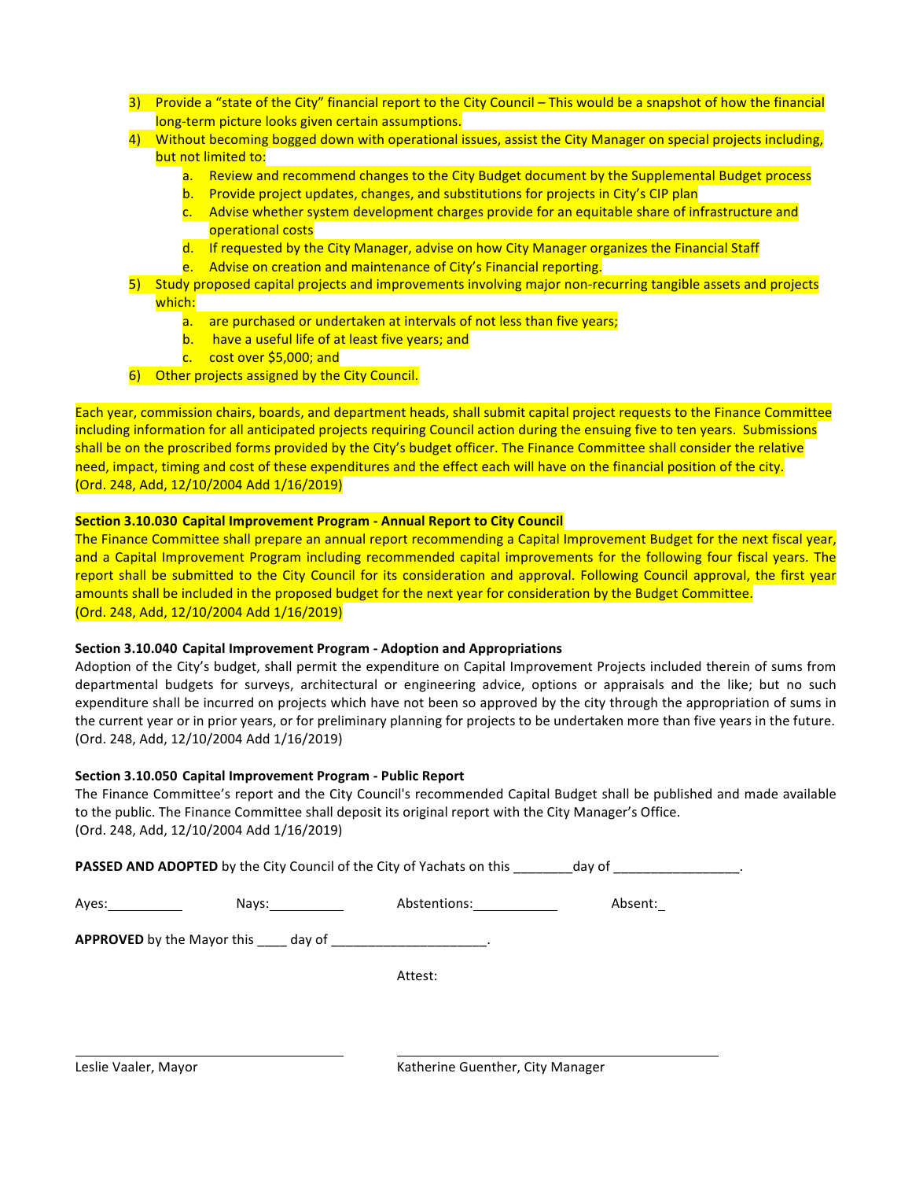3) Provide a "state of the City" financial report to the City Council – This would be a snapshot of how the financial long-term picture looks given certain assumptions.
4) Without becoming bogged down with operational issues, assist the City Manager on special projects including, but not limited to:
   a. Review and recommend changes to the City Budget document by the Supplemental Budget process
   b. Provide project updates, changes, and substitutions for projects in City's CIP plan
   c. Advise whether system development charges provide for an equitable share of infrastructure and operational costs
   d. If requested by the City Manager, advise on how City Manager organizes the Financial Staff
   e. Advise on creation and maintenance of City's Financial reporting.
5) Study proposed capital projects and improvements involving major non-recurring tangible assets and projects which:
   a. are purchased or undertaken at intervals of not less than five years;
   b. have a useful life of at least five years; and
   c. cost over $5,000; and
6) Other projects assigned by the City Council.

Each year, commission chairs, boards, and department heads, shall submit capital project requests to the Finance Committee including information for all anticipated projects requiring Council action during the ensuing five to ten years. Submissions shall be on the proscribed forms provided by the City's budget officer. The Finance Committee shall consider the relative need, impact, timing and cost of these expenditures and the effect each will have on the financial position of the city.
(Ord. 248, Add, 12/10/2004 Add 1/16/2019)

**Section 3.10.030 Capital Improvement Program - Annual Report to City Council**

The Finance Committee shall prepare an annual report recommending a Capital Improvement Budget for the next fiscal year, and a Capital Improvement Program including recommended capital improvements for the following four fiscal years. The report shall be submitted to the City Council for its consideration and approval. Following Council approval, the first year amounts shall be included in the proposed budget for the next year for consideration by the Budget Committee.
(Ord. 248, Add, 12/10/2004 Add 1/16/2019)

**Section 3.10.040 Capital Improvement Program - Adoption and Appropriations**

Adoption of the City's budget, shall permit the expenditure on Capital Improvement Projects included therein of sums from departmental budgets for surveys, architectural or engineering advice, options or appraisals and the like; but no such expenditure shall be incurred on projects which have not been so approved by the city through the appropriation of sums in the current year or in prior years, or for preliminary planning for projects to be undertaken more than five years in the future.
(Ord. 248, Add, 12/10/2004 Add 1/16/2019)

**Section 3.10.050 Capital Improvement Program - Public Report**

The Finance Committee's report and the City Council's recommended Capital Budget shall be published and made available to the public. The Finance Committee shall deposit its original report with the City Manager's Office.
(Ord. 248, Add, 12/10/2004 Add 1/16/2019)

**PASSED AND ADOPTED** by the City Council of the City of Yachats on this ________day of _________________.

Ayes:__________ Nays:__________ Abstentions:___________ Absent:_

**APPROVED** by the Mayor this ____ day of _____________________.

Attest:

_________________________________ _________________________________

Leslie Vaaler, Mayor Katherine Guenther, City Manager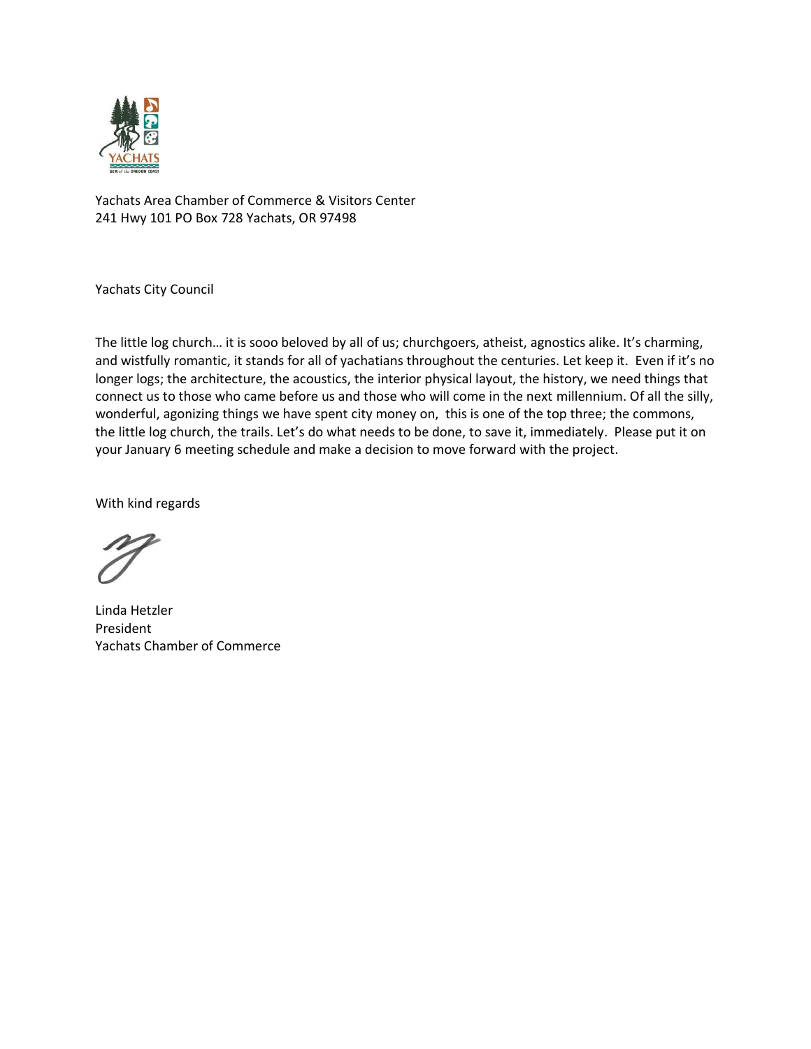Yachats Area Chamber of Commerce & Visitors Center
241 Hwy 101 PO Box 728 Yachats, OR 97498

Yachats City Council

The little log church… it is sooo beloved by all of us; churchgoers, atheist, agnostics alike. It's charming, and wistfully romantic, it stands for all of yachatians throughout the centuries. Let keep it. Even if it's no longer logs; the architecture, the acoustics, the interior physical layout, the history, we need things that connect us to those who came before us and those who will come in the next millennium. Of all the silly, wonderful, agonizing things we have spent city money on, this is one of the top three; the commons, the little log church, the trails. Let's do what needs to be done, to save it, immediately. Please put it on your January 6 meeting schedule and make a decision to move forward with the project.

With kind regards

Linda Hetzler
President
Yachats Chamber of Commerce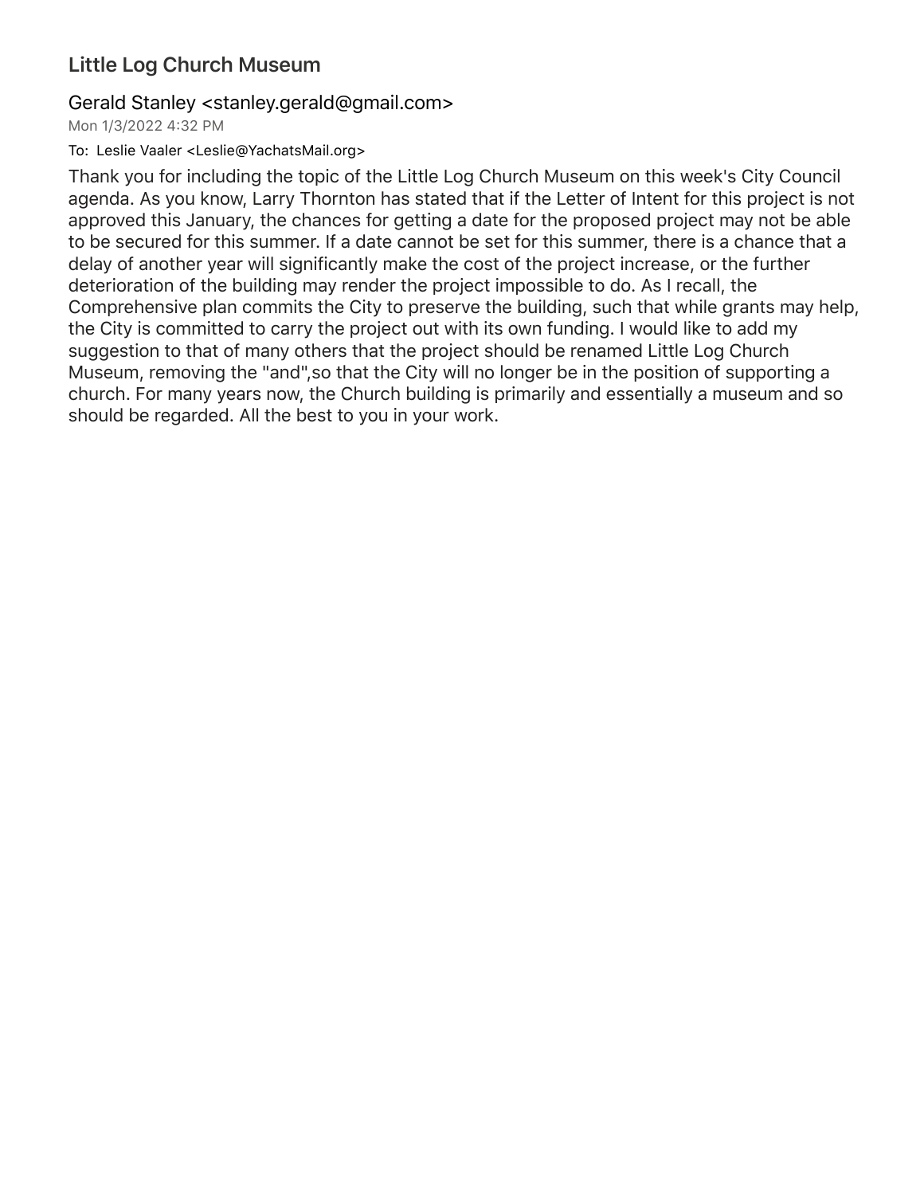## Little Log Church Museum

Gerald Stanley <stanley.gerald@gmail.com>
Mon 1/3/2022 4:32 PM

To: Leslie Vaaler <Leslie@YachatsMail.org>

Thank you for including the topic of the Little Log Church Museum on this week's City Council agenda. As you know, Larry Thornton has stated that if the Letter of Intent for this project is not approved this January, the chances for getting a date for the proposed project may not be able to be secured for this summer. If a date cannot be set for this summer, there is a chance that a delay of another year will significantly make the cost of the project increase, or the further deterioration of the building may render the project impossible to do. As I recall, the Comprehensive plan commits the City to preserve the building, such that while grants may help, the City is committed to carry the project out with its own funding. I would like to add my suggestion to that of many others that the project should be renamed Little Log Church Museum, removing the "and",so that the City will no longer be in the position of supporting a church. For many years now, the Church building is primarily and essentially a museum and so should be regarded. All the best to you in your work.